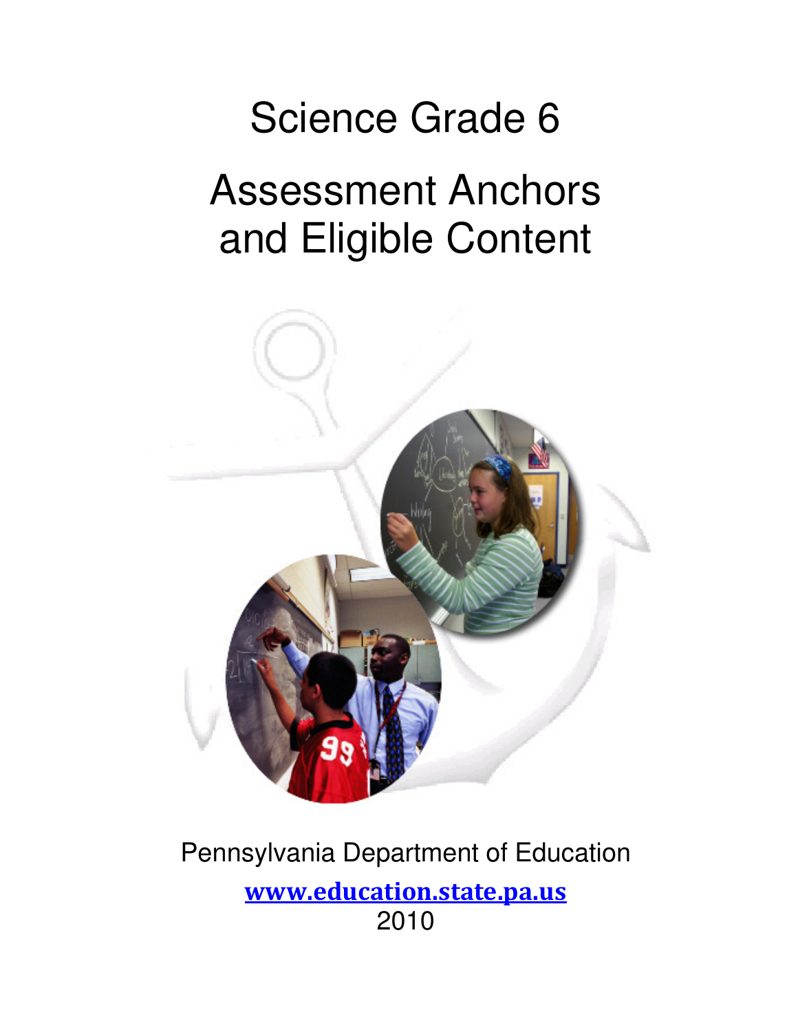# Science Grade 6

# Assessment Anchors and Eligible Content

Pennsylvania Department of Education

**www.education.state.pa.us**

2010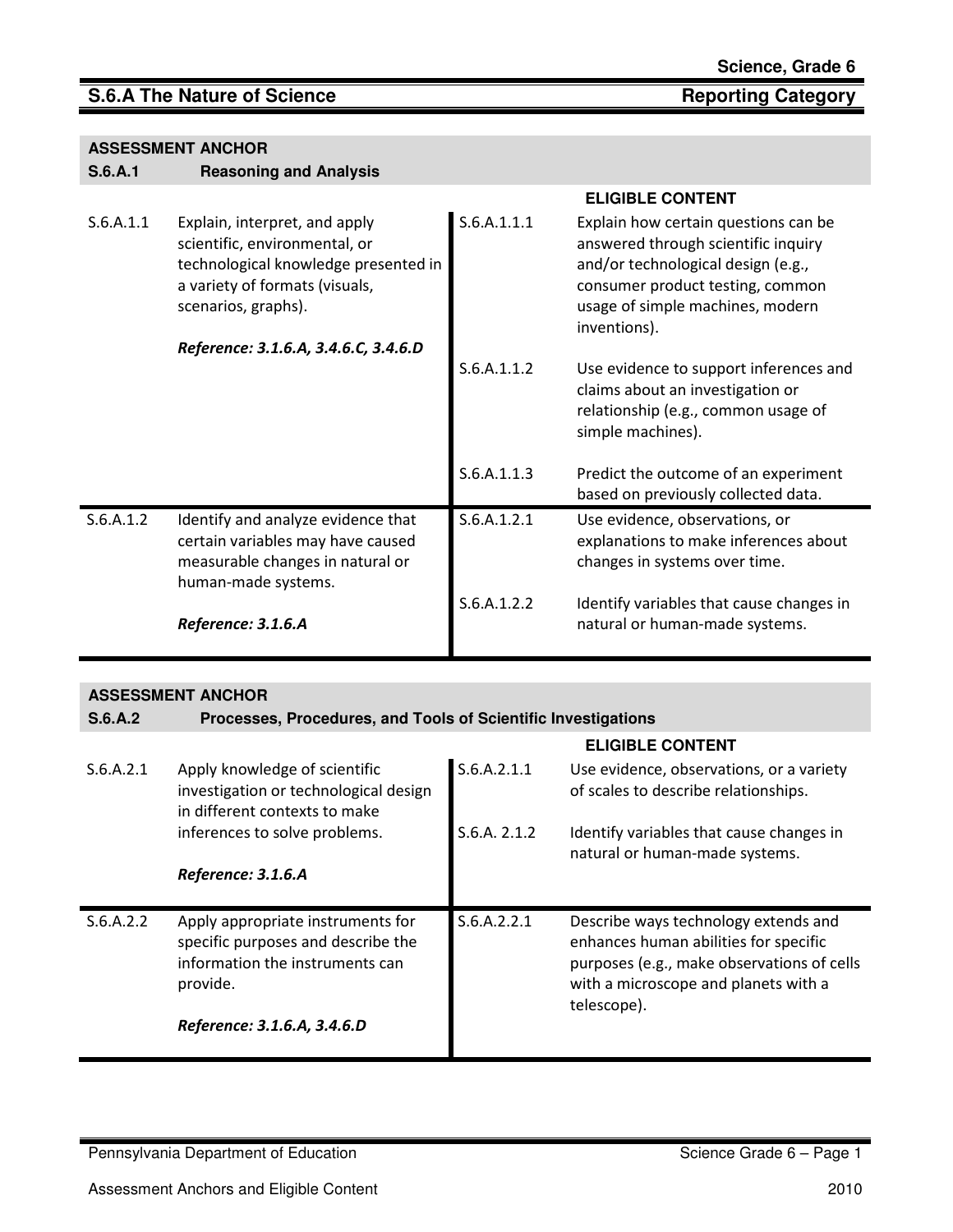Science, Grade 6

# S.6.A The Nature of Science — Reporting Category

## ASSESSMENT ANCHOR
## S.6.A.1 Reasoning and Analysis

| Anchor | Descriptor | Eligible Content | |
|---|---|---|---|
| S.6.A.1.1 | Explain, interpret, and apply scientific, environmental, or technological knowledge presented in a variety of formats (visuals, scenarios, graphs).<br><br>***Reference: 3.1.6.A, 3.4.6.C, 3.4.6.D*** | S.6.A.1.1.1 | Explain how certain questions can be answered through scientific inquiry and/or technological design (e.g., consumer product testing, common usage of simple machines, modern inventions). |
| | | S.6.A.1.1.2 | Use evidence to support inferences and claims about an investigation or relationship (e.g., common usage of simple machines). |
| | | S.6.A.1.1.3 | Predict the outcome of an experiment based on previously collected data. |
| S.6.A.1.2 | Identify and analyze evidence that certain variables may have caused measurable changes in natural or human-made systems.<br><br>***Reference: 3.1.6.A*** | S.6.A.1.2.1 | Use evidence, observations, or explanations to make inferences about changes in systems over time. |
| | | S.6.A.1.2.2 | Identify variables that cause changes in natural or human-made systems. |

## ASSESSMENT ANCHOR
## S.6.A.2 Processes, Procedures, and Tools of Scientific Investigations

| Anchor | Descriptor | Eligible Content | |
|---|---|---|---|
| S.6.A.2.1 | Apply knowledge of scientific investigation or technological design in different contexts to make inferences to solve problems.<br><br>***Reference: 3.1.6.A*** | S.6.A.2.1.1 | Use evidence, observations, or a variety of scales to describe relationships. |
| | | S.6.A. 2.1.2 | Identify variables that cause changes in natural or human-made systems. |
| S.6.A.2.2 | Apply appropriate instruments for specific purposes and describe the information the instruments can provide.<br><br>***Reference: 3.1.6.A, 3.4.6.D*** | S.6.A.2.2.1 | Describe ways technology extends and enhances human abilities for specific purposes (e.g., make observations of cells with a microscope and planets with a telescope). |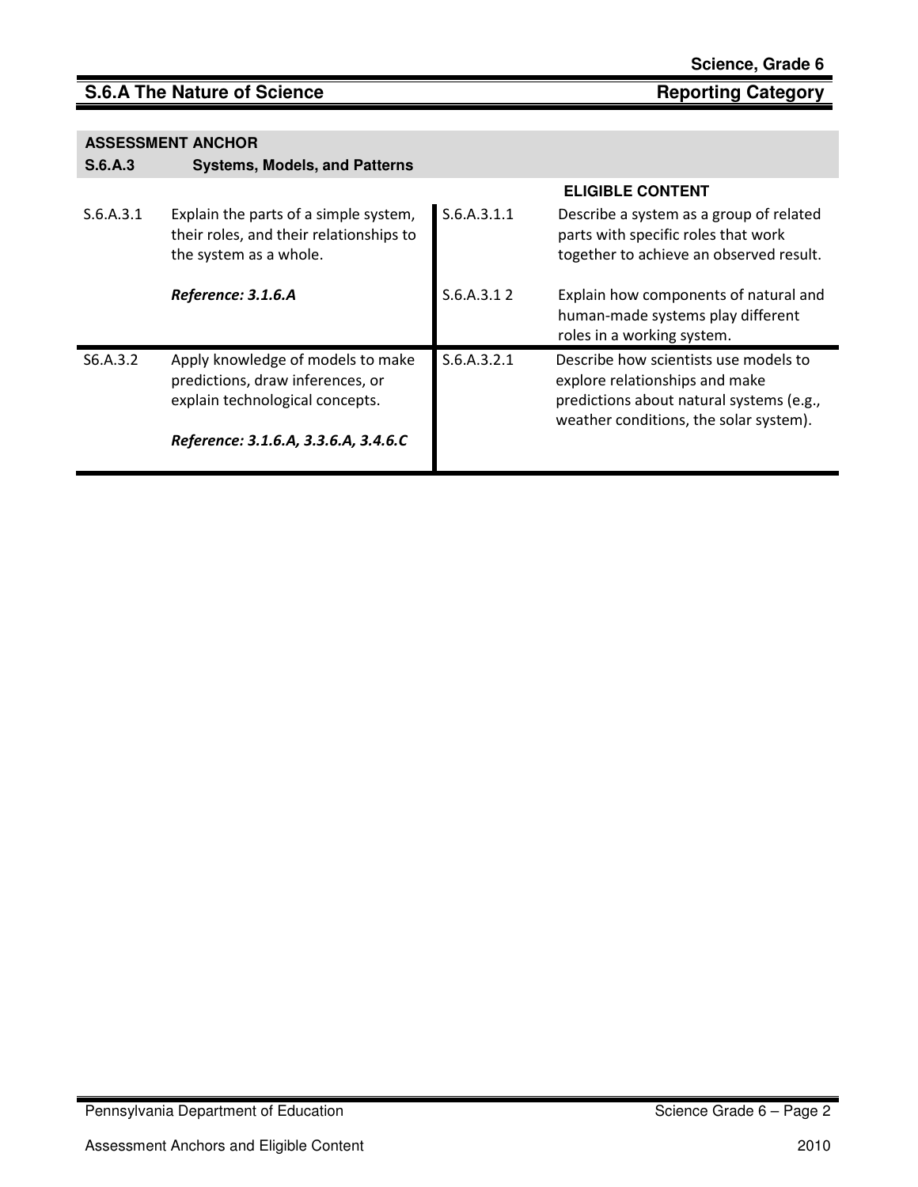## S.6.A The Nature of Science — Reporting Category

**ASSESSMENT ANCHOR**

**S.6.A.3 Systems, Models, and Patterns**

| | | | **ELIGIBLE CONTENT** |
|---|---|---|---|
| S.6.A.3.1 | Explain the parts of a simple system, their roles, and their relationships to the system as a whole.<br><br>***Reference: 3.1.6.A*** | S.6.A.3.1.1 | Describe a system as a group of related parts with specific roles that work together to achieve an observed result. |
| | | S.6.A.3.1 2 | Explain how components of natural and human-made systems play different roles in a working system. |
| S6.A.3.2 | Apply knowledge of models to make predictions, draw inferences, or explain technological concepts.<br><br>***Reference: 3.1.6.A, 3.3.6.A, 3.4.6.C*** | S.6.A.3.2.1 | Describe how scientists use models to explore relationships and make predictions about natural systems (e.g., weather conditions, the solar system). |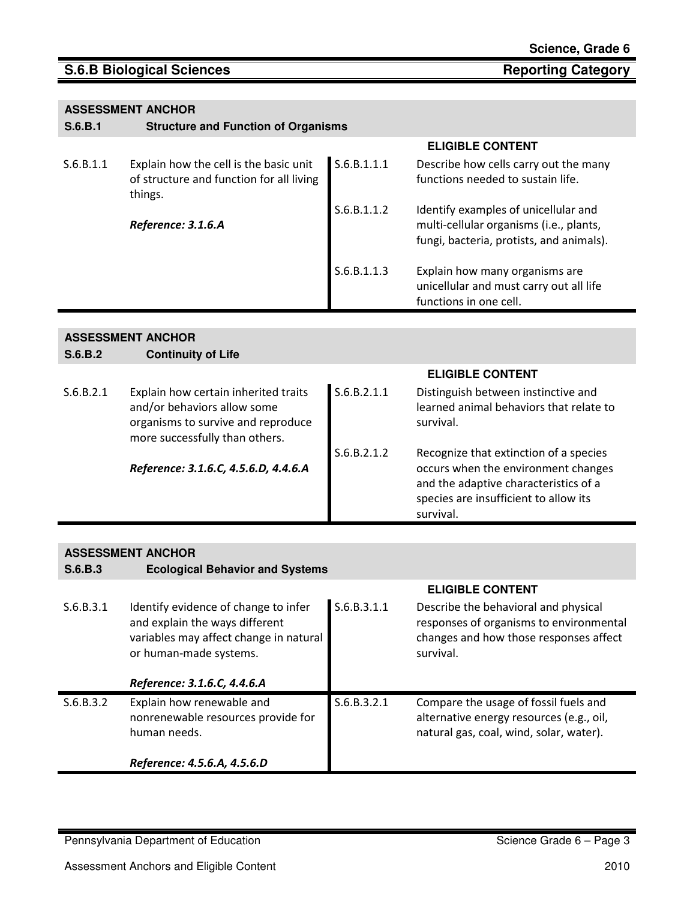## S.6.B Biological Sciences

**Reporting Category**

| **ASSESSMENT ANCHOR** | | | |
|---|---|---|---|
| **S.6.B.1** | **Structure and Function of Organisms** | | |
| | | **ELIGIBLE CONTENT** | |
| S.6.B.1.1 | Explain how the cell is the basic unit of structure and function for all living things.<br><br>***Reference: 3.1.6.A*** | S.6.B.1.1.1 | Describe how cells carry out the many functions needed to sustain life. |
| | | S.6.B.1.1.2 | Identify examples of unicellular and multi-cellular organisms (i.e., plants, fungi, bacteria, protists, and animals). |
| | | S.6.B.1.1.3 | Explain how many organisms are unicellular and must carry out all life functions in one cell. |

| **ASSESSMENT ANCHOR** | | | |
|---|---|---|---|
| **S.6.B.2** | **Continuity of Life** | | |
| | | **ELIGIBLE CONTENT** | |
| S.6.B.2.1 | Explain how certain inherited traits and/or behaviors allow some organisms to survive and reproduce more successfully than others.<br><br>***Reference: 3.1.6.C, 4.5.6.D, 4.4.6.A*** | S.6.B.2.1.1 | Distinguish between instinctive and learned animal behaviors that relate to survival. |
| | | S.6.B.2.1.2 | Recognize that extinction of a species occurs when the environment changes and the adaptive characteristics of a species are insufficient to allow its survival. |

| **ASSESSMENT ANCHOR** | | | |
|---|---|---|---|
| **S.6.B.3** | **Ecological Behavior and Systems** | | |
| | | **ELIGIBLE CONTENT** | |
| S.6.B.3.1 | Identify evidence of change to infer and explain the ways different variables may affect change in natural or human-made systems.<br><br>***Reference: 3.1.6.C, 4.4.6.A*** | S.6.B.3.1.1 | Describe the behavioral and physical responses of organisms to environmental changes and how those responses affect survival. |
| S.6.B.3.2 | Explain how renewable and nonrenewable resources provide for human needs.<br><br>***Reference: 4.5.6.A, 4.5.6.D*** | S.6.B.3.2.1 | Compare the usage of fossil fuels and alternative energy resources (e.g., oil, natural gas, coal, wind, solar, water). |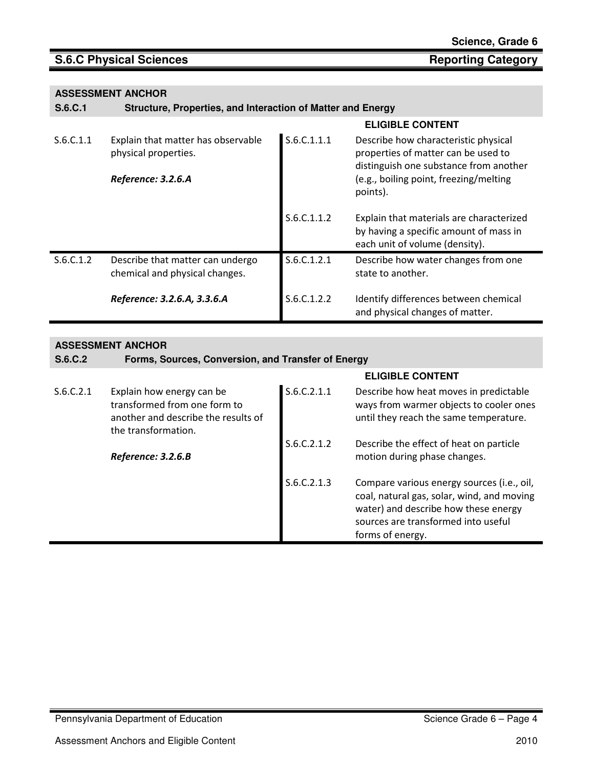## S.6.C Physical Sciences — Reporting Category

### ASSESSMENT ANCHOR
**S.6.C.1 Structure, Properties, and Interaction of Matter and Energy**

| | | **ELIGIBLE CONTENT** | |
|---|---|---|---|
| S.6.C.1.1 | Explain that matter has observable physical properties. *Reference: 3.2.6.A* | S.6.C.1.1.1 | Describe how characteristic physical properties of matter can be used to distinguish one substance from another (e.g., boiling point, freezing/melting points). |
| | | S.6.C.1.1.2 | Explain that materials are characterized by having a specific amount of mass in each unit of volume (density). |
| S.6.C.1.2 | Describe that matter can undergo chemical and physical changes. *Reference: 3.2.6.A, 3.3.6.A* | S.6.C.1.2.1 | Describe how water changes from one state to another. |
| | | S.6.C.1.2.2 | Identify differences between chemical and physical changes of matter. |

### ASSESSMENT ANCHOR
**S.6.C.2 Forms, Sources, Conversion, and Transfer of Energy**

| | | **ELIGIBLE CONTENT** | |
|---|---|---|---|
| S.6.C.2.1 | Explain how energy can be transformed from one form to another and describe the results of the transformation. *Reference: 3.2.6.B* | S.6.C.2.1.1 | Describe how heat moves in predictable ways from warmer objects to cooler ones until they reach the same temperature. |
| | | S.6.C.2.1.2 | Describe the effect of heat on particle motion during phase changes. |
| | | S.6.C.2.1.3 | Compare various energy sources (i.e., oil, coal, natural gas, solar, wind, and moving water) and describe how these energy sources are transformed into useful forms of energy. |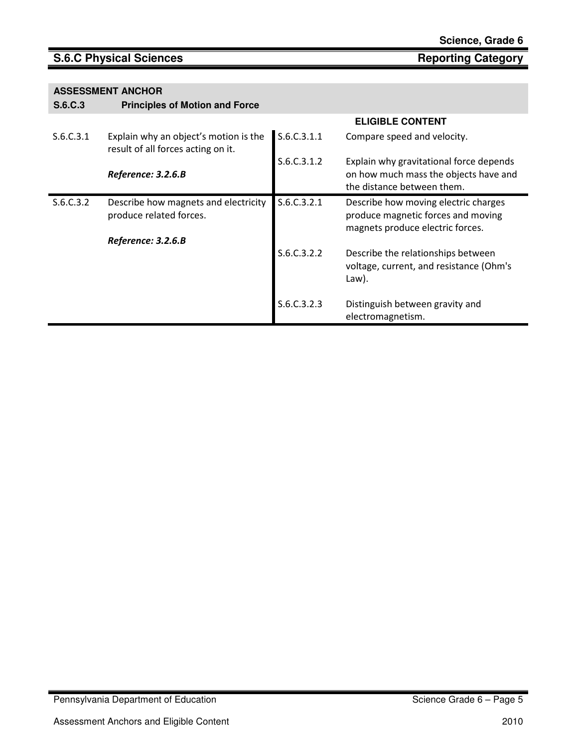## S.6.C Physical Sciences — Reporting Category

**ASSESSMENT ANCHOR**

**S.6.C.3 Principles of Motion and Force**

| | | ELIGIBLE CONTENT | |
|---|---|---|---|
| S.6.C.3.1 | Explain why an object's motion is the result of all forces acting on it.<br><br>***Reference: 3.2.6.B*** | S.6.C.3.1.1 | Compare speed and velocity. |
| | | S.6.C.3.1.2 | Explain why gravitational force depends on how much mass the objects have and the distance between them. |
| S.6.C.3.2 | Describe how magnets and electricity produce related forces.<br><br>***Reference: 3.2.6.B*** | S.6.C.3.2.1 | Describe how moving electric charges produce magnetic forces and moving magnets produce electric forces. |
| | | S.6.C.3.2.2 | Describe the relationships between voltage, current, and resistance (Ohm's Law). |
| | | S.6.C.3.2.3 | Distinguish between gravity and electromagnetism. |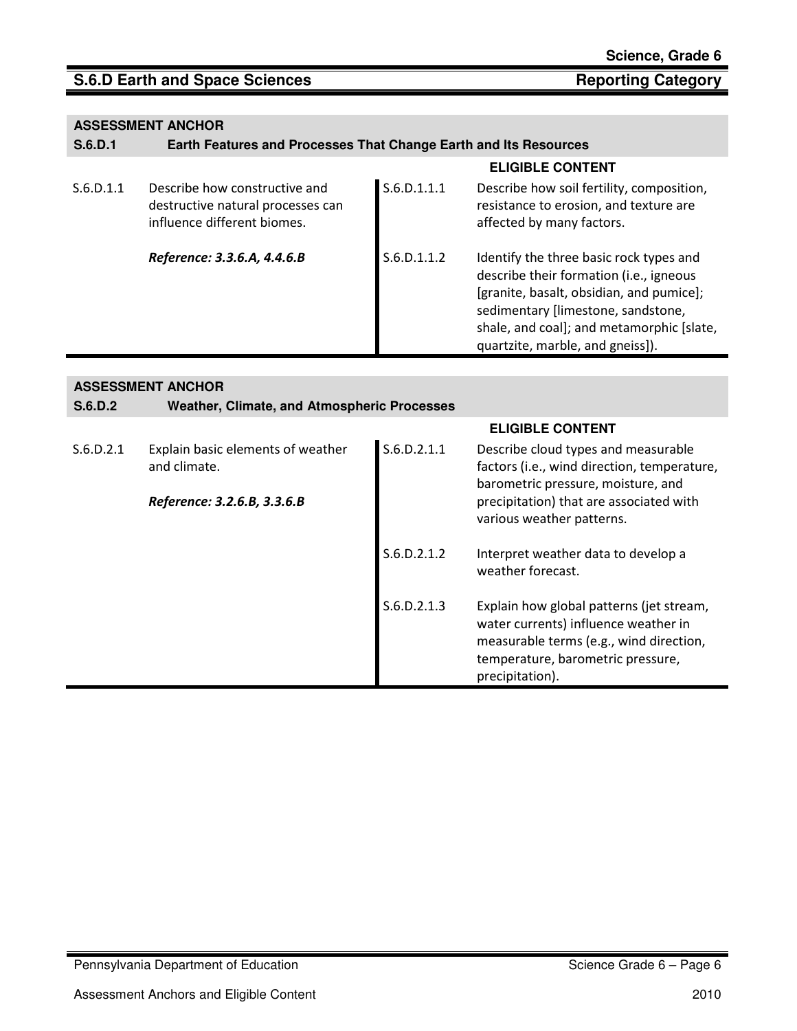## S.6.D Earth and Space Sciences — Reporting Category

| ASSESSMENT ANCHOR | | | |
|---|---|---|---|
| **S.6.D.1** | **Earth Features and Processes That Change Earth and Its Resources** | | |
| | | **ELIGIBLE CONTENT** | |
| S.6.D.1.1 | Describe how constructive and destructive natural processes can influence different biomes. *Reference: 3.3.6.A, 4.4.6.B* | S.6.D.1.1.1 | Describe how soil fertility, composition, resistance to erosion, and texture are affected by many factors. |
| | | S.6.D.1.1.2 | Identify the three basic rock types and describe their formation (i.e., igneous [granite, basalt, obsidian, and pumice]; sedimentary [limestone, sandstone, shale, and coal]; and metamorphic [slate, quartzite, marble, and gneiss]). |

| ASSESSMENT ANCHOR | | | |
|---|---|---|---|
| **S.6.D.2** | **Weather, Climate, and Atmospheric Processes** | | |
| | | **ELIGIBLE CONTENT** | |
| S.6.D.2.1 | Explain basic elements of weather and climate. *Reference: 3.2.6.B, 3.3.6.B* | S.6.D.2.1.1 | Describe cloud types and measurable factors (i.e., wind direction, temperature, barometric pressure, moisture, and precipitation) that are associated with various weather patterns. |
| | | S.6.D.2.1.2 | Interpret weather data to develop a weather forecast. |
| | | S.6.D.2.1.3 | Explain how global patterns (jet stream, water currents) influence weather in measurable terms (e.g., wind direction, temperature, barometric pressure, precipitation). |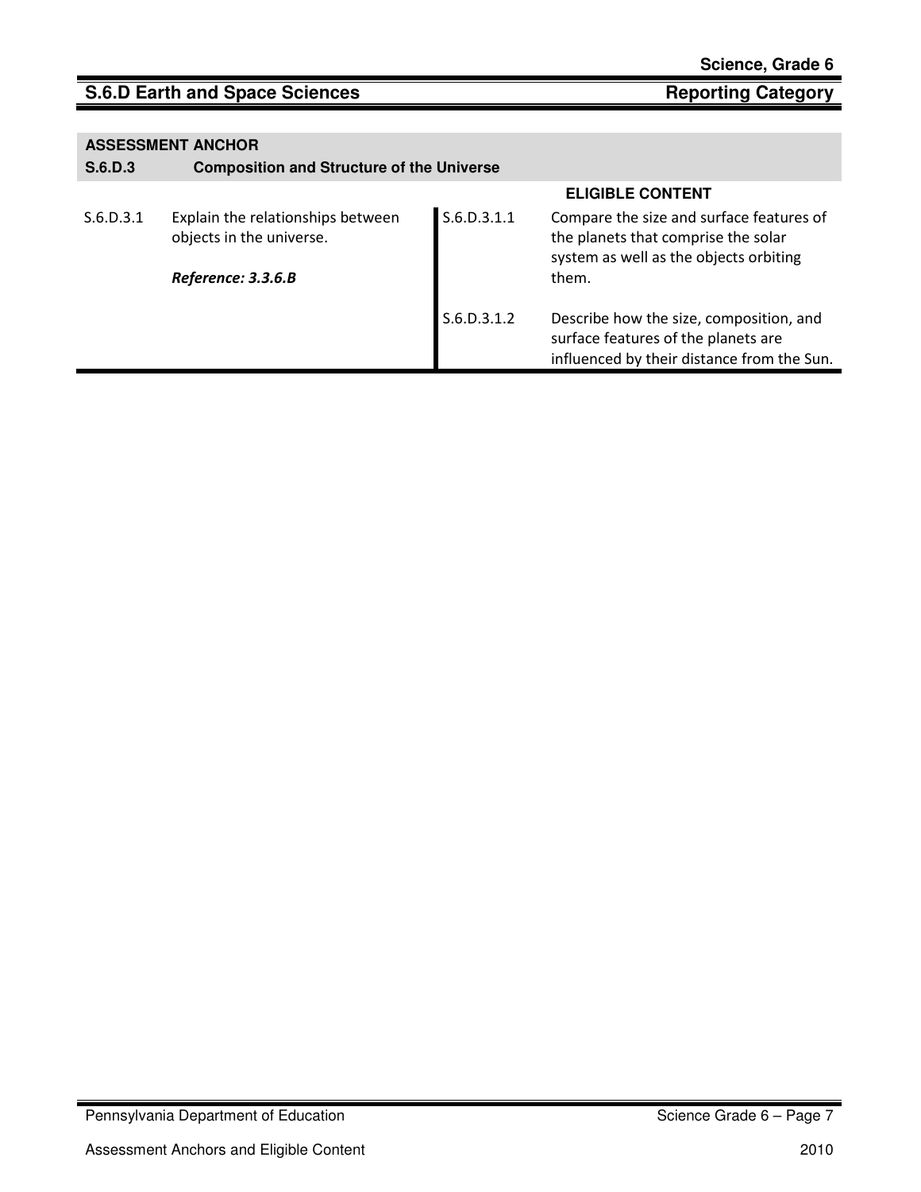## S.6.D Earth and Space Sciences — Reporting Category

**ASSESSMENT ANCHOR**

**S.6.D.3 Composition and Structure of the Universe**

| | | **ELIGIBLE CONTENT** | |
|---|---|---|---|
| S.6.D.3.1 | Explain the relationships between objects in the universe.<br><br>***Reference: 3.3.6.B*** | S.6.D.3.1.1 | Compare the size and surface features of the planets that comprise the solar system as well as the objects orbiting them. |
| | | S.6.D.3.1.2 | Describe how the size, composition, and surface features of the planets are influenced by their distance from the Sun. |